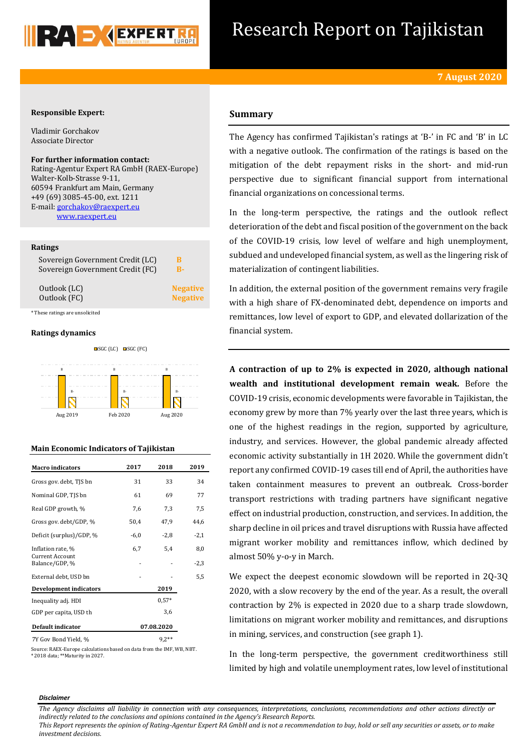# Research Report on Tajikistan

**7 August 2020**

**Responsible Expert:**

Vladimir Gorchakov
Associate Director

**For further information contact:**
Rating-Agentur Expert RA GmbH (RAEX-Europe)
Walter-Kolb-Strasse 9-11,
60594 Frankfurt am Main, Germany
+49 (69) 3085-45-00, ext. 1211
E-mail: gorchakov@raexpert.eu
www.raexpert.eu

**Ratings**

| | |
|---|---|
| Sovereign Government Credit (LC) | B |
| Sovereign Government Credit (FC) | B- |
| Outlook (LC) | Negative |
| Outlook (FC) | Negative |

*These ratings are unsolicited

**Ratings dynamics**

SGC (LC) SGC (FC)

| | Aug 2019 | Feb 2020 | Aug 2020 |
|---|---|---|---|
| SGC (LC) | B | B | B |
| SGC (FC) | B- | B- | B- |

**Main Economic Indicators of Tajikistan**

| Macro indicators | 2017 | 2018 | 2019 |
|---|---|---|---|
| Gross gov. debt, TJS bn | 31 | 33 | 34 |
| Nominal GDP, TJS bn | 61 | 69 | 77 |
| Real GDP growth, % | 7,6 | 7,3 | 7,5 |
| Gross gov. debt/GDP, % | 50,4 | 47,9 | 44,6 |
| Deficit (surplus)/GDP, % | -6,0 | -2,8 | -2,1 |
| Inflation rate, % | 6,7 | 5,4 | 8,0 |
| Current Account Balance/GDP, % | - | - | -2,3 |
| External debt, USD bn | - | - | 5,5 |
| **Development indicators** | | **2019** | |
| Inequality adj. HDI | | 0,57* | |
| GDP per capita, USD th | | 3,6 | |
| **Default indicator** | | **07.08.2020** | |
| 7Y Gov Bond Yield, % | | 9,2** | |

Source: RAEX-Europe calculations based on data from the IMF, WB, NBT.
*2018 data; **Maturity in 2027.

## Summary

The Agency has confirmed Tajikistan's ratings at 'B-' in FC and 'B' in LC with a negative outlook. The confirmation of the ratings is based on the mitigation of the debt repayment risks in the short- and mid-run perspective due to significant financial support from international financial organizations on concessional terms.

In the long-term perspective, the ratings and the outlook reflect deterioration of the debt and fiscal position of the government on the back of the COVID-19 crisis, low level of welfare and high unemployment, subdued and undeveloped financial system, as well as the lingering risk of materialization of contingent liabilities.

In addition, the external position of the government remains very fragile with a high share of FX-denominated debt, dependence on imports and remittances, low level of export to GDP, and elevated dollarization of the financial system.

**A contraction of up to 2% is expected in 2020, although national wealth and institutional development remain weak.** Before the COVID-19 crisis, economic developments were favorable in Tajikistan, the economy grew by more than 7% yearly over the last three years, which is one of the highest readings in the region, supported by agriculture, industry, and services. However, the global pandemic already affected economic activity substantially in 1H 2020. While the government didn't report any confirmed COVID-19 cases till end of April, the authorities have taken containment measures to prevent an outbreak. Cross-border transport restrictions with trading partners have significant negative effect on industrial production, construction, and services. In addition, the sharp decline in oil prices and travel disruptions with Russia have affected migrant worker mobility and remittances inflow, which declined by almost 50% y-o-y in March.

We expect the deepest economic slowdown will be reported in 2Q-3Q 2020, with a slow recovery by the end of the year. As a result, the overall contraction by 2% is expected in 2020 due to a sharp trade slowdown, limitations on migrant worker mobility and remittances, and disruptions in mining, services, and construction (see graph 1).

In the long-term perspective, the government creditworthiness still limited by high and volatile unemployment rates, low level of institutional

***Disclaimer***

*The Agency disclaims all liability in connection with any consequences, interpretations, conclusions, recommendations and other actions directly or indirectly related to the conclusions and opinions contained in the Agency's Research Reports.*
*This Report represents the opinion of Rating-Agentur Expert RA GmbH and is not a recommendation to buy, hold or sell any securities or assets, or to make investment decisions.*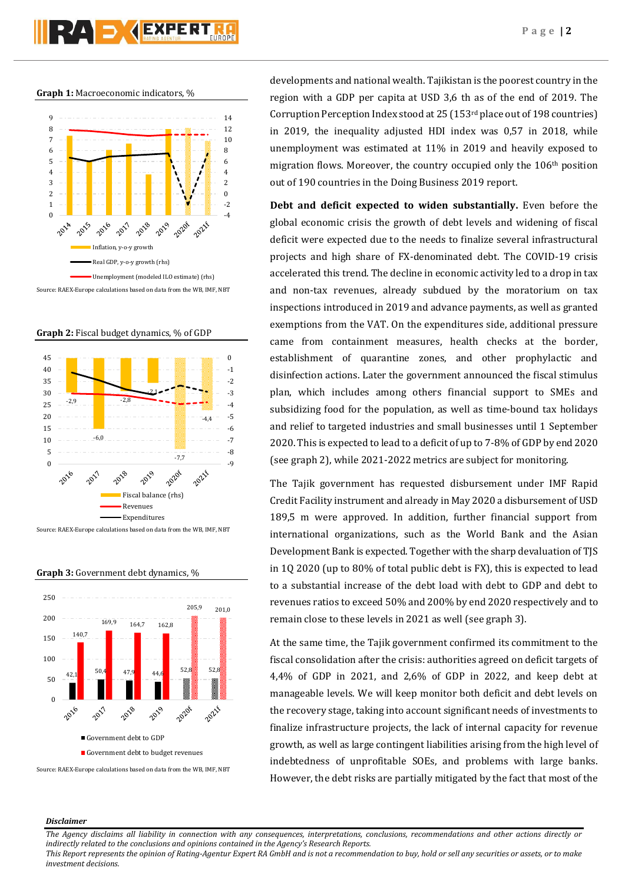**Graph 1:** Macroeconomic indicators, %

Source: RAEX-Europe calculations based on data from the WB, IMF, NBT

**Graph 2:** Fiscal budget dynamics, % of GDP

Source: RAEX-Europe calculations based on data from the WB, IMF, NBT

**Graph 3:** Government debt dynamics, %

Source: RAEX-Europe calculations based on data from the WB, IMF, NBT

developments and national wealth. Tajikistan is the poorest country in the region with a GDP per capita at USD 3,6 th as of the end of 2019. The Corruption Perception Index stood at 25 (153rd place out of 198 countries) in 2019, the inequality adjusted HDI index was 0,57 in 2018, while unemployment was estimated at 11% in 2019 and heavily exposed to migration flows. Moreover, the country occupied only the 106th position out of 190 countries in the Doing Business 2019 report.

**Debt and deficit expected to widen substantially.** Even before the global economic crisis the growth of debt levels and widening of fiscal deficit were expected due to the needs to finalize several infrastructural projects and high share of FX-denominated debt. The COVID-19 crisis accelerated this trend. The decline in economic activity led to a drop in tax and non-tax revenues, already subdued by the moratorium on tax inspections introduced in 2019 and advance payments, as well as granted exemptions from the VAT. On the expenditures side, additional pressure came from containment measures, health checks at the border, establishment of quarantine zones, and other prophylactic and disinfection actions. Later the government announced the fiscal stimulus plan, which includes among others financial support to SMEs and subsidizing food for the population, as well as time-bound tax holidays and relief to targeted industries and small businesses until 1 September 2020. This is expected to lead to a deficit of up to 7-8% of GDP by end 2020 (see graph 2), while 2021-2022 metrics are subject for monitoring.

The Tajik government has requested disbursement under IMF Rapid Credit Facility instrument and already in May 2020 a disbursement of USD 189,5 m were approved. In addition, further financial support from international organizations, such as the World Bank and the Asian Development Bank is expected. Together with the sharp devaluation of TJS in 1Q 2020 (up to 80% of total public debt is FX), this is expected to lead to a substantial increase of the debt load with debt to GDP and debt to revenues ratios to exceed 50% and 200% by end 2020 respectively and to remain close to these levels in 2021 as well (see graph 3).

At the same time, the Tajik government confirmed its commitment to the fiscal consolidation after the crisis: authorities agreed on deficit targets of 4,4% of GDP in 2021, and 2,6% of GDP in 2022, and keep debt at manageable levels. We will keep monitor both deficit and debt levels on the recovery stage, taking into account significant needs of investments to finalize infrastructure projects, the lack of internal capacity for revenue growth, as well as large contingent liabilities arising from the high level of indebtedness of unprofitable SOEs, and problems with large banks. However, the debt risks are partially mitigated by the fact that most of the

***Disclaimer***

*The Agency disclaims all liability in connection with any consequences, interpretations, conclusions, recommendations and other actions directly or indirectly related to the conclusions and opinions contained in the Agency's Research Reports.*
*This Report represents the opinion of Rating-Agentur Expert RA GmbH and is not a recommendation to buy, hold or sell any securities or assets, or to make investment decisions.*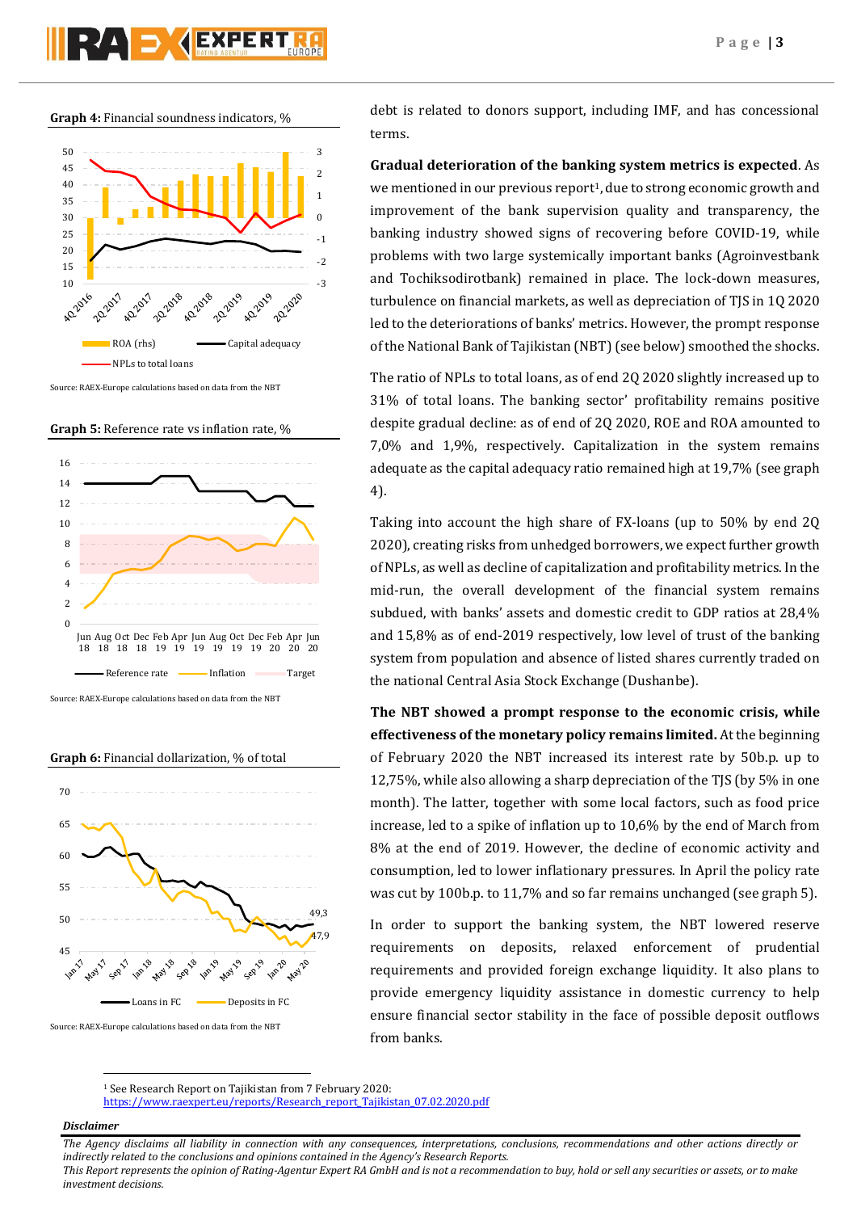**Graph 4:** Financial soundness indicators, %

Source: RAEX-Europe calculations based on data from the NBT

**Graph 5:** Reference rate vs inflation rate, %

Source: RAEX-Europe calculations based on data from the NBT

**Graph 6:** Financial dollarization, % of total

Source: RAEX-Europe calculations based on data from the NBT

debt is related to donors support, including IMF, and has concessional terms.

**Gradual deterioration of the banking system metrics is expected**. As we mentioned in our previous report[1], due to strong economic growth and improvement of the bank supervision quality and transparency, the banking industry showed signs of recovering before COVID-19, while problems with two large systemically important banks (Agroinvestbank and Tochiksodirotbank) remained in place. The lock-down measures, turbulence on financial markets, as well as depreciation of TJS in 1Q 2020 led to the deteriorations of banks' metrics. However, the prompt response of the National Bank of Tajikistan (NBT) (see below) smoothed the shocks.

The ratio of NPLs to total loans, as of end 2Q 2020 slightly increased up to 31% of total loans. The banking sector' profitability remains positive despite gradual decline: as of end of 2Q 2020, ROE and ROA amounted to 7,0% and 1,9%, respectively. Capitalization in the system remains adequate as the capital adequacy ratio remained high at 19,7% (see graph 4).

Taking into account the high share of FX-loans (up to 50% by end 2Q 2020), creating risks from unhedged borrowers, we expect further growth of NPLs, as well as decline of capitalization and profitability metrics. In the mid-run, the overall development of the financial system remains subdued, with banks' assets and domestic credit to GDP ratios at 28,4% and 15,8% as of end-2019 respectively, low level of trust of the banking system from population and absence of listed shares currently traded on the national Central Asia Stock Exchange (Dushanbe).

**The NBT showed a prompt response to the economic crisis, while effectiveness of the monetary policy remains limited.** At the beginning of February 2020 the NBT increased its interest rate by 50b.p. up to 12,75%, while also allowing a sharp depreciation of the TJS (by 5% in one month). The latter, together with some local factors, such as food price increase, led to a spike of inflation up to 10,6% by the end of March from 8% at the end of 2019. However, the decline of economic activity and consumption, led to lower inflationary pressures. In April the policy rate was cut by 100b.p. to 11,7% and so far remains unchanged (see graph 5).

In order to support the banking system, the NBT lowered reserve requirements on deposits, relaxed enforcement of prudential requirements and provided foreign exchange liquidity. It also plans to provide emergency liquidity assistance in domestic currency to help ensure financial sector stability in the face of possible deposit outflows from banks.

[1] See Research Report on Tajikistan from 7 February 2020: https://www.raexpert.eu/reports/Research_report_Tajikistan_07.02.2020.pdf

***Disclaimer***

*The Agency disclaims all liability in connection with any consequences, interpretations, conclusions, recommendations and other actions directly or indirectly related to the conclusions and opinions contained in the Agency's Research Reports.*
*This Report represents the opinion of Rating-Agentur Expert RA GmbH and is not a recommendation to buy, hold or sell any securities or assets, or to make investment decisions.*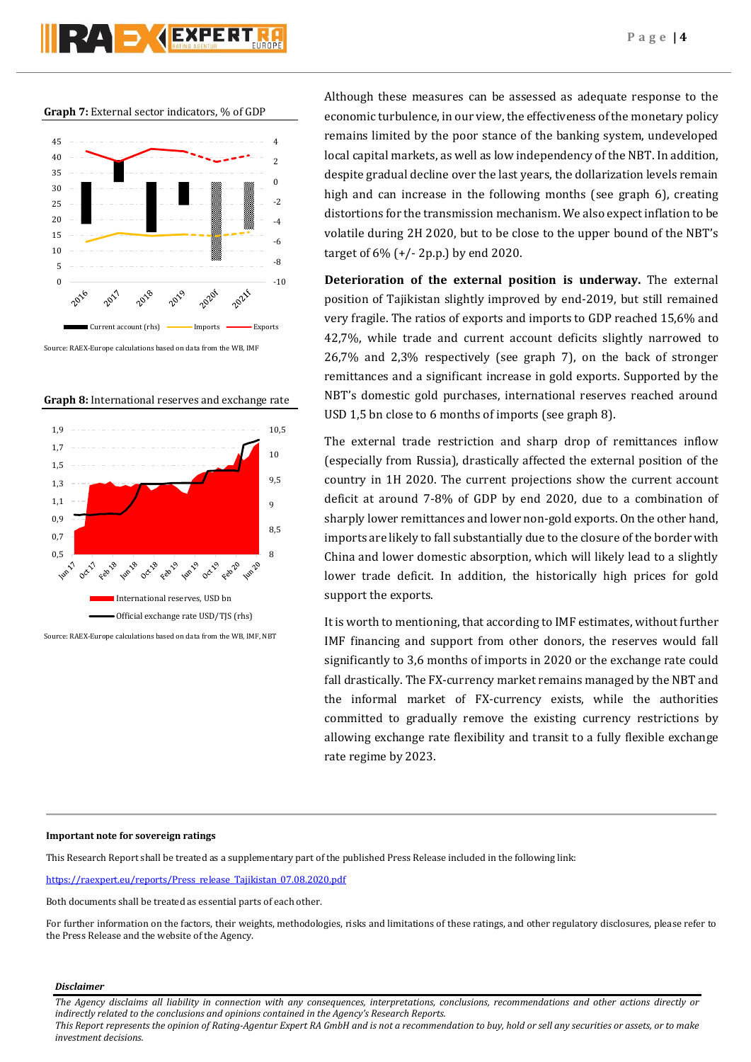**Graph 7:** External sector indicators, % of GDP

45 40 35 30 25 20 15 10 5 0

4 2 0 -2 -4 -6 -8 -10

2016 2017 2018 2019 2020f 2021f

Current account (rhs) Imports Exports

Source: RAEX-Europe calculations based on data from the WB, IMF

**Graph 8:** International reserves and exchange rate

1,9 1,7 1,5 1,3 1,1 0,9 0,7 0,5

10,5 10 9,5 9 8,5 8

Jun 17 Oct 17 Feb 18 Jun 18 Oct 18 Feb 19 Jun 19 Oct 19 Feb 20 Jun 20

International reserves, USD bn

Official exchange rate USD/TJS (rhs)

Source: RAEX-Europe calculations based on data from the WB, IMF, NBT

Although these measures can be assessed as adequate response to the economic turbulence, in our view, the effectiveness of the monetary policy remains limited by the poor stance of the banking system, undeveloped local capital markets, as well as low independency of the NBT. In addition, despite gradual decline over the last years, the dollarization levels remain high and can increase in the following months (see graph 6), creating distortions for the transmission mechanism. We also expect inflation to be volatile during 2H 2020, but to be close to the upper bound of the NBT's target of 6% (+/- 2p.p.) by end 2020.

**Deterioration of the external position is underway.** The external position of Tajikistan slightly improved by end-2019, but still remained very fragile. The ratios of exports and imports to GDP reached 15,6% and 42,7%, while trade and current account deficits slightly narrowed to 26,7% and 2,3% respectively (see graph 7), on the back of stronger remittances and a significant increase in gold exports. Supported by the NBT's domestic gold purchases, international reserves reached around USD 1,5 bn close to 6 months of imports (see graph 8).

The external trade restriction and sharp drop of remittances inflow (especially from Russia), drastically affected the external position of the country in 1H 2020. The current projections show the current account deficit at around 7-8% of GDP by end 2020, due to a combination of sharply lower remittances and lower non-gold exports. On the other hand, imports are likely to fall substantially due to the closure of the border with China and lower domestic absorption, which will likely lead to a slightly lower trade deficit. In addition, the historically high prices for gold support the exports.

It is worth to mentioning, that according to IMF estimates, without further IMF financing and support from other donors, the reserves would fall significantly to 3,6 months of imports in 2020 or the exchange rate could fall drastically. The FX-currency market remains managed by the NBT and the informal market of FX-currency exists, while the authorities committed to gradually remove the existing currency restrictions by allowing exchange rate flexibility and transit to a fully flexible exchange rate regime by 2023.

**Important note for sovereign ratings**

This Research Report shall be treated as a supplementary part of the published Press Release included in the following link:

https://raexpert.eu/reports/Press_release_Tajikistan_07.08.2020.pdf

Both documents shall be treated as essential parts of each other.

For further information on the factors, their weights, methodologies, risks and limitations of these ratings, and other regulatory disclosures, please refer to the Press Release and the website of the Agency.

***Disclaimer***

*The Agency disclaims all liability in connection with any consequences, interpretations, conclusions, recommendations and other actions directly or indirectly related to the conclusions and opinions contained in the Agency's Research Reports.*
*This Report represents the opinion of Rating-Agentur Expert RA GmbH and is not a recommendation to buy, hold or sell any securities or assets, or to make investment decisions.*